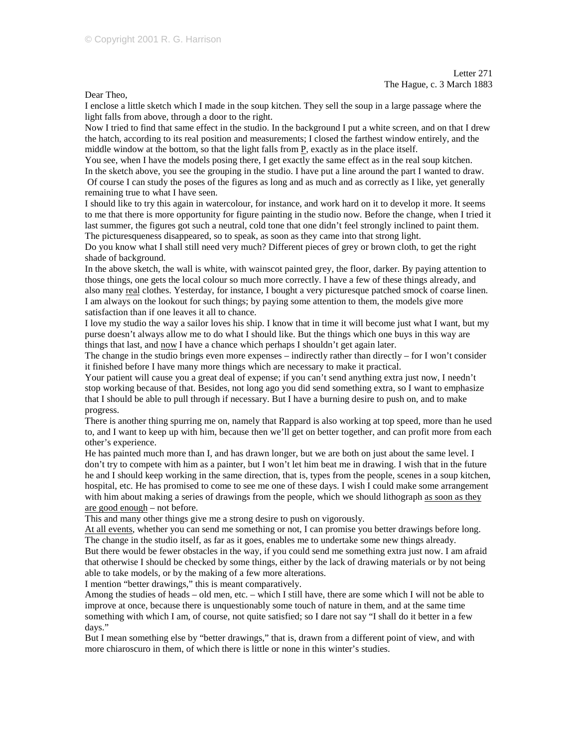© Copyright 2001 R. G. Harrison

Letter 271
The Hague, c. 3 March 1883

Dear Theo,

I enclose a little sketch which I made in the soup kitchen. They sell the soup in a large passage where the light falls from above, through a door to the right.

Now I tried to find that same effect in the studio. In the background I put a white screen, and on that I drew the hatch, according to its real position and measurements; I closed the farthest window entirely, and the middle window at the bottom, so that the light falls from P, exactly as in the place itself.

You see, when I have the models posing there, I get exactly the same effect as in the real soup kitchen.

In the sketch above, you see the grouping in the studio. I have put a line around the part I wanted to draw. Of course I can study the poses of the figures as long and as much and as correctly as I like, yet generally remaining true to what I have seen.

I should like to try this again in watercolour, for instance, and work hard on it to develop it more. It seems to me that there is more opportunity for figure painting in the studio now. Before the change, when I tried it last summer, the figures got such a neutral, cold tone that one didn't feel strongly inclined to paint them. The picturesqueness disappeared, so to speak, as soon as they came into that strong light.

Do you know what I shall still need very much? Different pieces of grey or brown cloth, to get the right shade of background.

In the above sketch, the wall is white, with wainscot painted grey, the floor, darker. By paying attention to those things, one gets the local colour so much more correctly. I have a few of these things already, and also many real clothes. Yesterday, for instance, I bought a very picturesque patched smock of coarse linen. I am always on the lookout for such things; by paying some attention to them, the models give more satisfaction than if one leaves it all to chance.

I love my studio the way a sailor loves his ship. I know that in time it will become just what I want, but my purse doesn't always allow me to do what I should like. But the things which one buys in this way are things that last, and now I have a chance which perhaps I shouldn't get again later.

The change in the studio brings even more expenses – indirectly rather than directly – for I won't consider it finished before I have many more things which are necessary to make it practical.

Your patient will cause you a great deal of expense; if you can't send anything extra just now, I needn't stop working because of that. Besides, not long ago you did send something extra, so I want to emphasize that I should be able to pull through if necessary. But I have a burning desire to push on, and to make progress.

There is another thing spurring me on, namely that Rappard is also working at top speed, more than he used to, and I want to keep up with him, because then we'll get on better together, and can profit more from each other's experience.

He has painted much more than I, and has drawn longer, but we are both on just about the same level. I don't try to compete with him as a painter, but I won't let him beat me in drawing. I wish that in the future he and I should keep working in the same direction, that is, types from the people, scenes in a soup kitchen, hospital, etc. He has promised to come to see me one of these days. I wish I could make some arrangement with him about making a series of drawings from the people, which we should lithograph as soon as they are good enough – not before.

This and many other things give me a strong desire to push on vigorously.

At all events, whether you can send me something or not, I can promise you better drawings before long. The change in the studio itself, as far as it goes, enables me to undertake some new things already.

But there would be fewer obstacles in the way, if you could send me something extra just now. I am afraid that otherwise I should be checked by some things, either by the lack of drawing materials or by not being able to take models, or by the making of a few more alterations.

I mention "better drawings," this is meant comparatively.

Among the studies of heads – old men, etc. – which I still have, there are some which I will not be able to improve at once, because there is unquestionably some touch of nature in them, and at the same time something with which I am, of course, not quite satisfied; so I dare not say "I shall do it better in a few days."

But I mean something else by "better drawings," that is, drawn from a different point of view, and with more chiaroscuro in them, of which there is little or none in this winter's studies.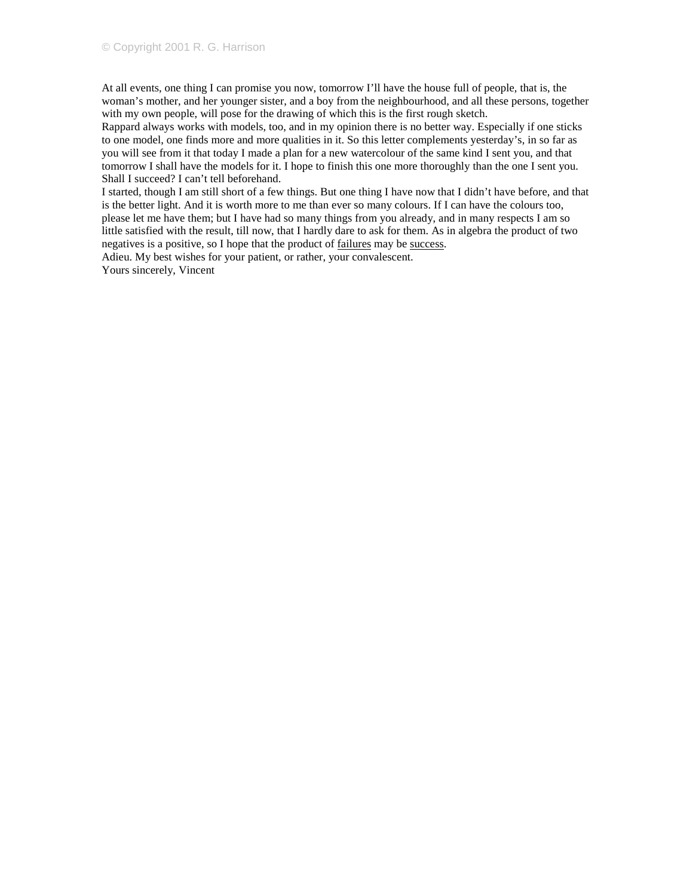At all events, one thing I can promise you now, tomorrow I'll have the house full of people, that is, the woman's mother, and her younger sister, and a boy from the neighbourhood, and all these persons, together with my own people, will pose for the drawing of which this is the first rough sketch.

Rappard always works with models, too, and in my opinion there is no better way. Especially if one sticks to one model, one finds more and more qualities in it. So this letter complements yesterday's, in so far as you will see from it that today I made a plan for a new watercolour of the same kind I sent you, and that tomorrow I shall have the models for it. I hope to finish this one more thoroughly than the one I sent you. Shall I succeed? I can't tell beforehand.

I started, though I am still short of a few things. But one thing I have now that I didn't have before, and that is the better light. And it is worth more to me than ever so many colours. If I can have the colours too, please let me have them; but I have had so many things from you already, and in many respects I am so little satisfied with the result, till now, that I hardly dare to ask for them. As in algebra the product of two negatives is a positive, so I hope that the product of <u>failures</u> may be <u>success</u>.

Adieu. My best wishes for your patient, or rather, your convalescent.

Yours sincerely, Vincent